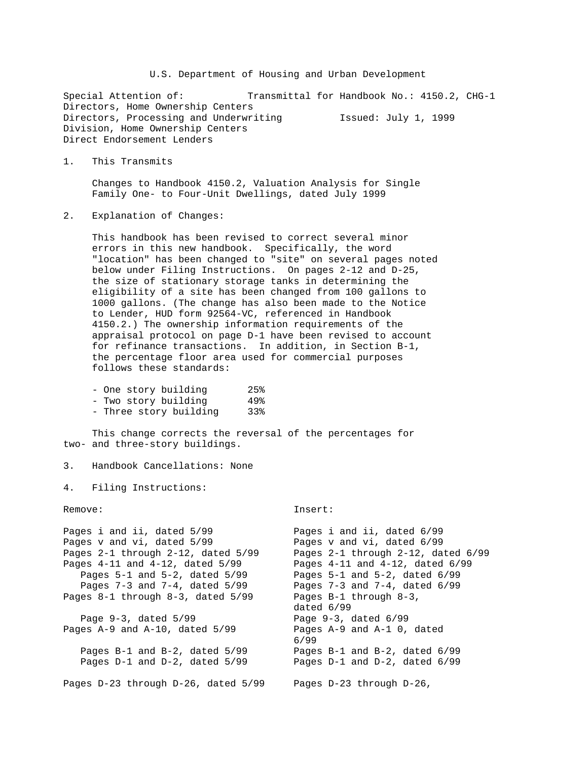U.S. Department of Housing and Urban Development

Special Attention of: Transmittal for Handbook No.: 4150.2, CHG-1
Directors, Home Ownership Centers
Directors, Processing and Underwriting Issued: July 1, 1999
Division, Home Ownership Centers
Direct Endorsement Lenders

1. This Transmits

   Changes to Handbook 4150.2, Valuation Analysis for Single Family One- to Four-Unit Dwellings, dated July 1999

2. Explanation of Changes:

   This handbook has been revised to correct several minor errors in this new handbook. Specifically, the word "location" has been changed to "site" on several pages noted below under Filing Instructions. On pages 2-12 and D-25, the size of stationary storage tanks in determining the eligibility of a site has been changed from 100 gallons to 1000 gallons. (The change has also been made to the Notice to Lender, HUD form 92564-VC, referenced in Handbook 4150.2.) The ownership information requirements of the appraisal protocol on page D-1 have been revised to account for refinance transactions. In addition, in Section B-1, the percentage floor area used for commercial purposes follows these standards:

   - One story building 25%
   - Two story building 49%
   - Three story building 33%

   This change corrects the reversal of the percentages for two- and three-story buildings.

3. Handbook Cancellations: None

4. Filing Instructions:

| Remove: | Insert: |
|---|---|
| Pages i and ii, dated 5/99 | Pages i and ii, dated 6/99 |
| Pages v and vi, dated 5/99 | Pages v and vi, dated 6/99 |
| Pages 2-1 through 2-12, dated 5/99 | Pages 2-1 through 2-12, dated 6/99 |
| Pages 4-11 and 4-12, dated 5/99 | Pages 4-11 and 4-12, dated 6/99 |
| Pages 5-1 and 5-2, dated 5/99 | Pages 5-1 and 5-2, dated 6/99 |
| Pages 7-3 and 7-4, dated 5/99 | Pages 7-3 and 7-4, dated 6/99 |
| Pages 8-1 through 8-3, dated 5/99 | Pages B-1 through 8-3, dated 6/99 |
| Page 9-3, dated 5/99 | Page 9-3, dated 6/99 |
| Pages A-9 and A-10, dated 5/99 | Pages A-9 and A-1 0, dated 6/99 |
| Pages B-1 and B-2, dated 5/99 | Pages B-1 and B-2, dated 6/99 |
| Pages D-1 and D-2, dated 5/99 | Pages D-1 and D-2, dated 6/99 |
| Pages D-23 through D-26, dated 5/99 | Pages D-23 through D-26, |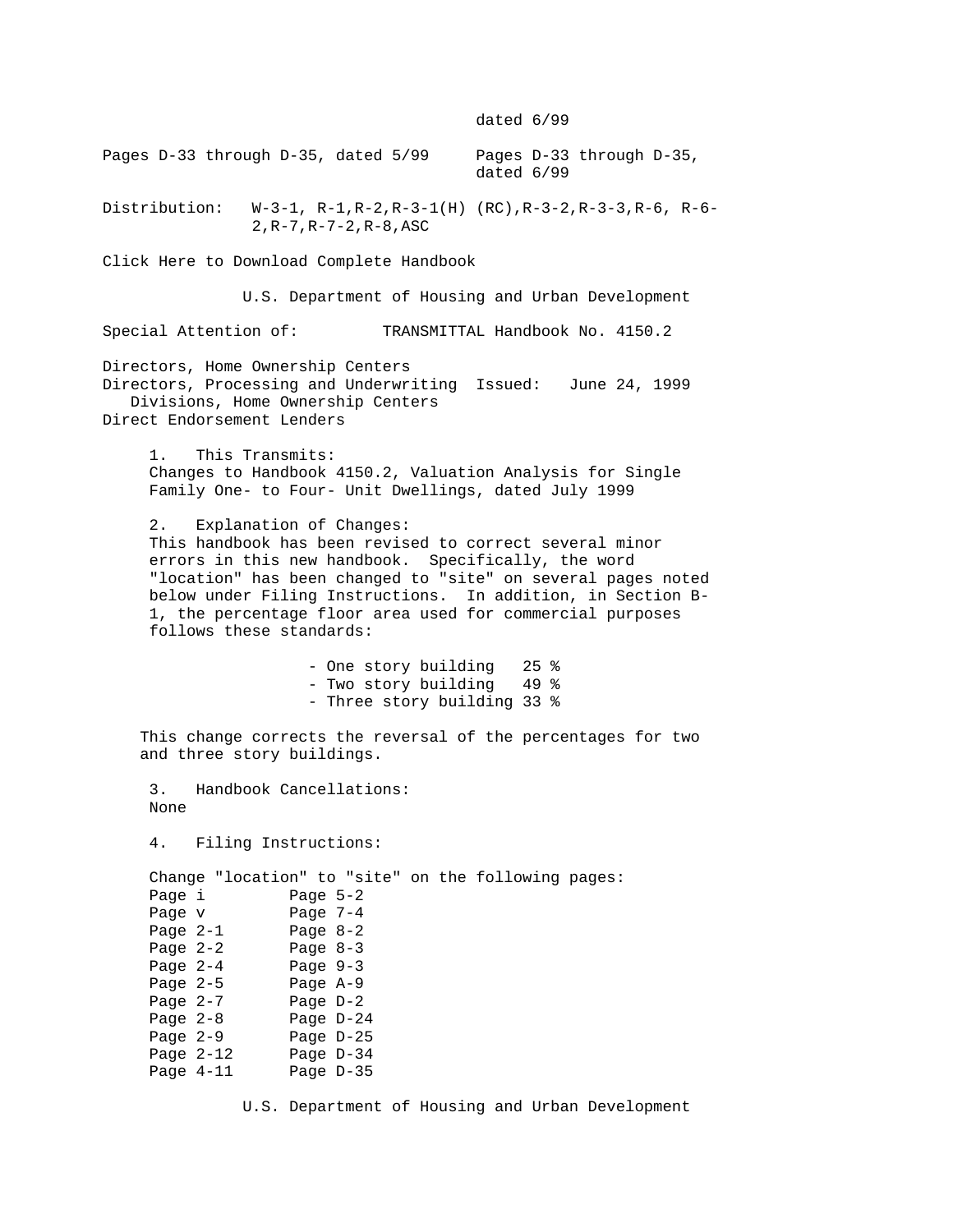dated 6/99

| | |
|---|---|
| Pages D-33 through D-35, dated 5/99 | Pages D-33 through D-35, dated 6/99 |

Distribution: W-3-1, R-1,R-2,R-3-1(H) (RC),R-3-2,R-3-3,R-6, R-6-2,R-7,R-7-2,R-8,ASC

Click Here to Download Complete Handbook

U.S. Department of Housing and Urban Development

Special Attention of: TRANSMITTAL Handbook No. 4150.2

Directors, Home Ownership Centers
Directors, Processing and Underwriting Divisions, Home Ownership Centers
Direct Endorsement Lenders

Issued: June 24, 1999

1. This Transmits:
Changes to Handbook 4150.2, Valuation Analysis for Single Family One- to Four- Unit Dwellings, dated July 1999

2. Explanation of Changes:
This handbook has been revised to correct several minor errors in this new handbook. Specifically, the word "location" has been changed to "site" on several pages noted below under Filing Instructions. In addition, in Section B-1, the percentage floor area used for commercial purposes follows these standards:

- One story building 25 %
- Two story building 49 %
- Three story building 33 %

This change corrects the reversal of the percentages for two and three story buildings.

3. Handbook Cancellations:
None

4. Filing Instructions:

Change "location" to "site" on the following pages:

| | |
|---|---|
| Page i | Page 5-2 |
| Page v | Page 7-4 |
| Page 2-1 | Page 8-2 |
| Page 2-2 | Page 8-3 |
| Page 2-4 | Page 9-3 |
| Page 2-5 | Page A-9 |
| Page 2-7 | Page D-2 |
| Page 2-8 | Page D-24 |
| Page 2-9 | Page D-25 |
| Page 2-12 | Page D-34 |
| Page 4-11 | Page D-35 |

U.S. Department of Housing and Urban Development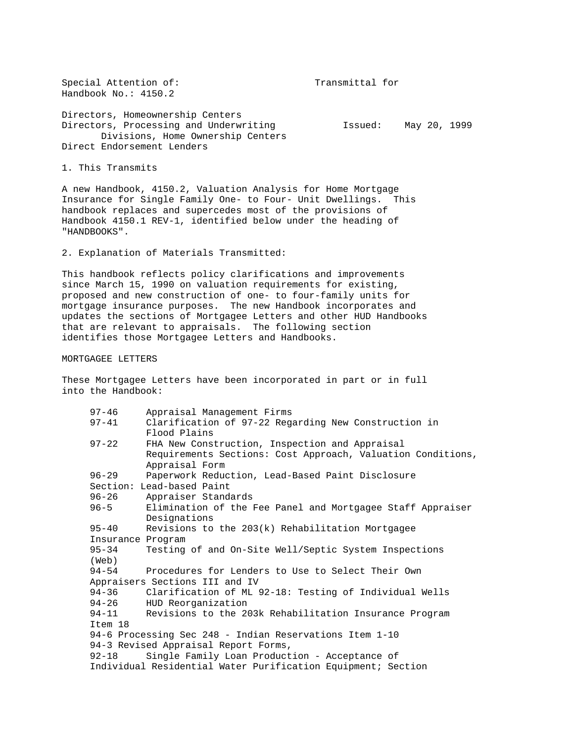Special Attention of: Transmittal for Handbook No.: 4150.2

Directors, Homeownership Centers
Directors, Processing and Underwriting Divisions, Home Ownership Centers
Direct Endorsement Lenders

Issued: May 20, 1999

1. This Transmits

A new Handbook, 4150.2, Valuation Analysis for Home Mortgage Insurance for Single Family One- to Four- Unit Dwellings. This handbook replaces and supercedes most of the provisions of Handbook 4150.1 REV-1, identified below under the heading of "HANDBOOKS".

2. Explanation of Materials Transmitted:

This handbook reflects policy clarifications and improvements since March 15, 1990 on valuation requirements for existing, proposed and new construction of one- to four-family units for mortgage insurance purposes. The new Handbook incorporates and updates the sections of Mortgagee Letters and other HUD Handbooks that are relevant to appraisals. The following section identifies those Mortgagee Letters and Handbooks.

MORTGAGEE LETTERS

These Mortgagee Letters have been incorporated in part or in full into the Handbook:

- 97-46 Appraisal Management Firms
- 97-41 Clarification of 97-22 Regarding New Construction in Flood Plains
- 97-22 FHA New Construction, Inspection and Appraisal Requirements Sections: Cost Approach, Valuation Conditions, Appraisal Form
- 96-29 Paperwork Reduction, Lead-Based Paint Disclosure Section: Lead-based Paint
- 96-26 Appraiser Standards
- 96-5 Elimination of the Fee Panel and Mortgagee Staff Appraiser Designations
- 95-40 Revisions to the 203(k) Rehabilitation Mortgagee Insurance Program
- 95-34 Testing of and On-Site Well/Septic System Inspections (Web)
- 94-54 Procedures for Lenders to Use to Select Their Own Appraisers Sections III and IV
- 94-36 Clarification of ML 92-18: Testing of Individual Wells
- 94-26 HUD Reorganization
- 94-11 Revisions to the 203k Rehabilitation Insurance Program Item 18
- 94-6 Processing Sec 248 - Indian Reservations Item 1-10
- 94-3 Revised Appraisal Report Forms,
- 92-18 Single Family Loan Production - Acceptance of Individual Residential Water Purification Equipment; Section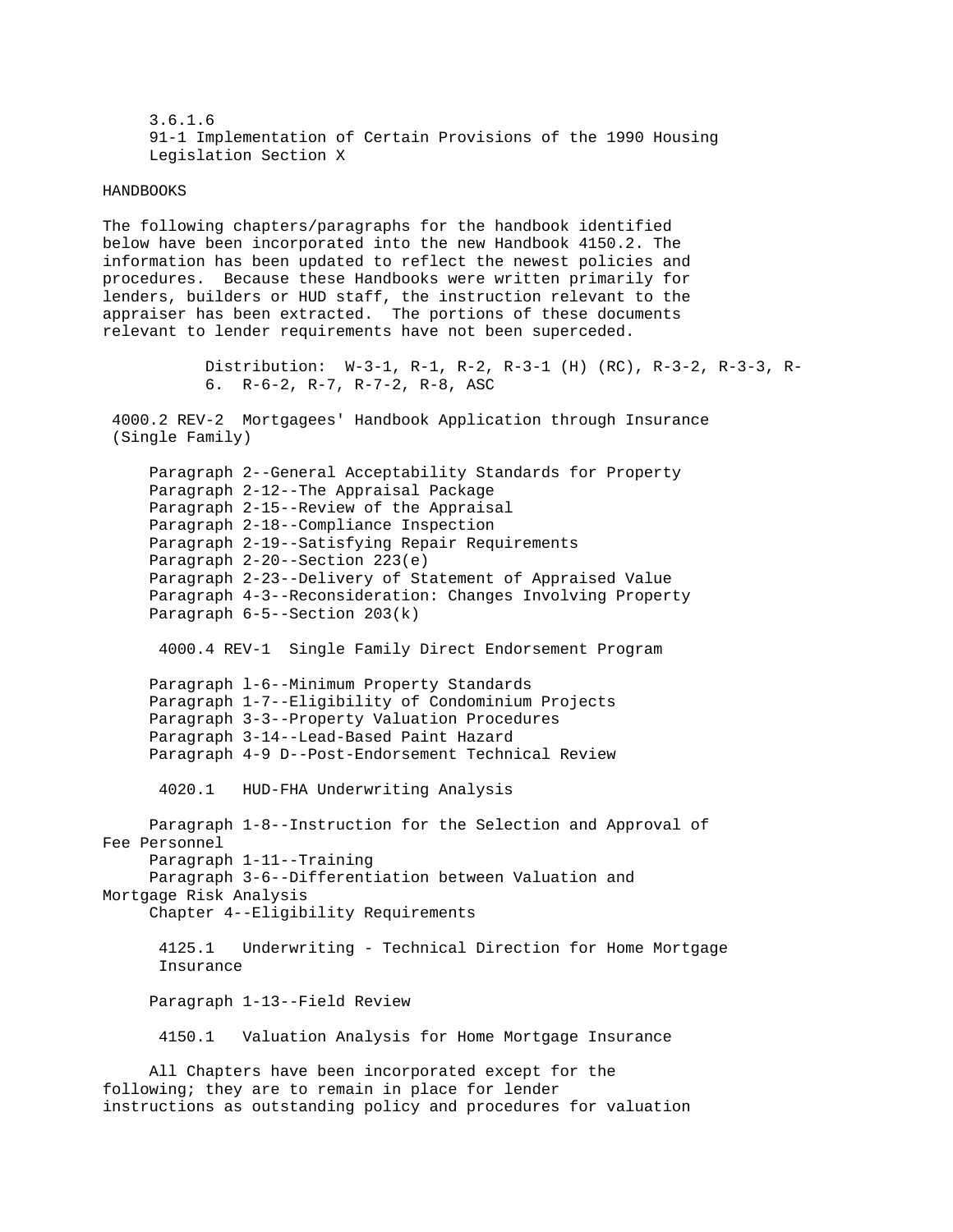3.6.1.6
91-1 Implementation of Certain Provisions of the 1990 Housing Legislation Section X

HANDBOOKS

The following chapters/paragraphs for the handbook identified below have been incorporated into the new Handbook 4150.2. The information has been updated to reflect the newest policies and procedures. Because these Handbooks were written primarily for lenders, builders or HUD staff, the instruction relevant to the appraiser has been extracted. The portions of these documents relevant to lender requirements have not been superceded.

Distribution: W-3-1, R-1, R-2, R-3-1 (H) (RC), R-3-2, R-3-3, R-6. R-6-2, R-7, R-7-2, R-8, ASC

4000.2 REV-2 Mortgagees' Handbook Application through Insurance (Single Family)

- Paragraph 2--General Acceptability Standards for Property
- Paragraph 2-12--The Appraisal Package
- Paragraph 2-15--Review of the Appraisal
- Paragraph 2-18--Compliance Inspection
- Paragraph 2-19--Satisfying Repair Requirements
- Paragraph 2-20--Section 223(e)
- Paragraph 2-23--Delivery of Statement of Appraised Value
- Paragraph 4-3--Reconsideration: Changes Involving Property
- Paragraph 6-5--Section 203(k)

4000.4 REV-1 Single Family Direct Endorsement Program

- Paragraph l-6--Minimum Property Standards
- Paragraph 1-7--Eligibility of Condominium Projects
- Paragraph 3-3--Property Valuation Procedures
- Paragraph 3-14--Lead-Based Paint Hazard
- Paragraph 4-9 D--Post-Endorsement Technical Review

4020.1 HUD-FHA Underwriting Analysis

- Paragraph 1-8--Instruction for the Selection and Approval of Fee Personnel
- Paragraph 1-11--Training
- Paragraph 3-6--Differentiation between Valuation and Mortgage Risk Analysis
- Chapter 4--Eligibility Requirements

4125.1 Underwriting - Technical Direction for Home Mortgage Insurance

- Paragraph 1-13--Field Review

4150.1 Valuation Analysis for Home Mortgage Insurance

All Chapters have been incorporated except for the following; they are to remain in place for lender instructions as outstanding policy and procedures for valuation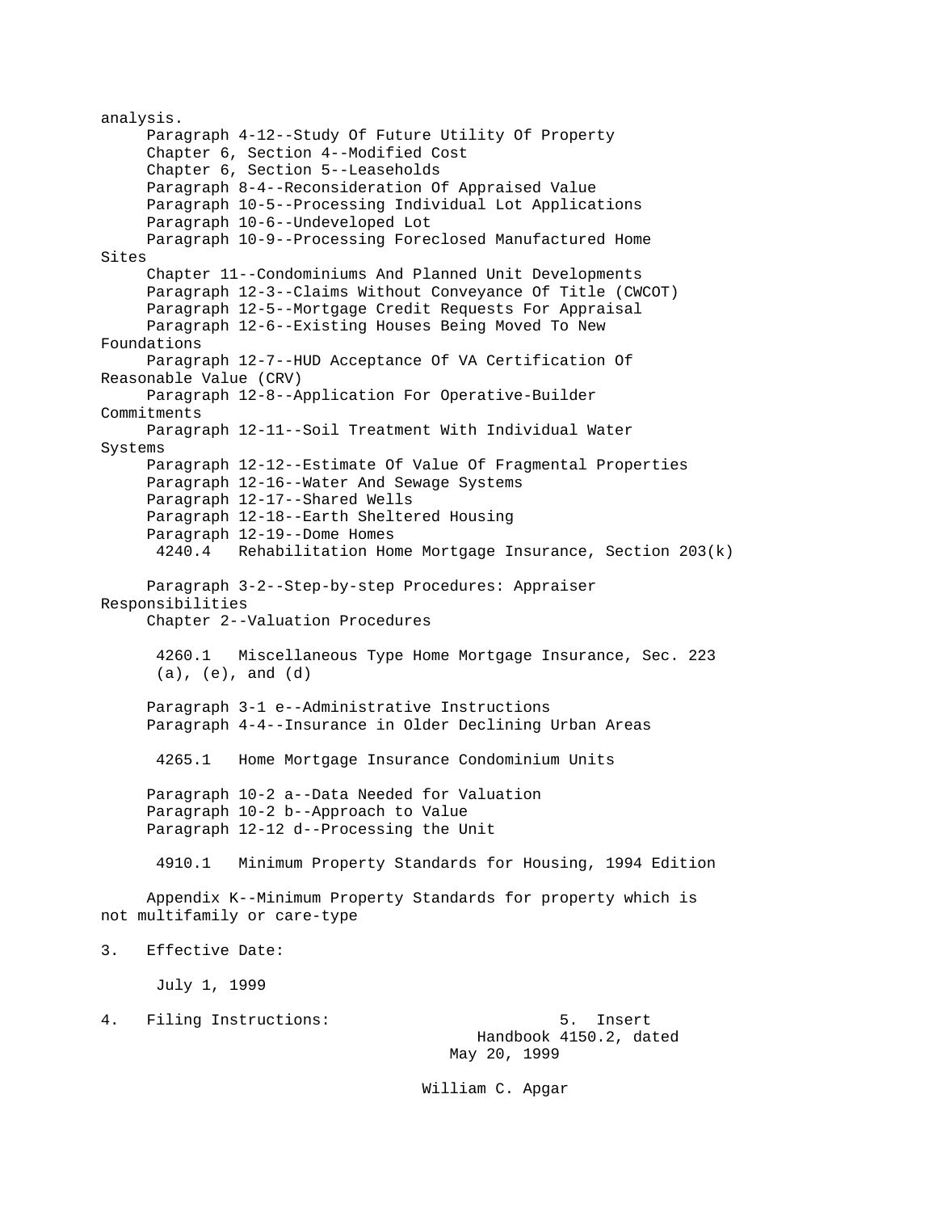analysis.

Paragraph 4-12--Study Of Future Utility Of Property
Chapter 6, Section 4--Modified Cost
Chapter 6, Section 5--Leaseholds
Paragraph 8-4--Reconsideration Of Appraised Value
Paragraph 10-5--Processing Individual Lot Applications
Paragraph 10-6--Undeveloped Lot
Paragraph 10-9--Processing Foreclosed Manufactured Home Sites
Chapter 11--Condominiums And Planned Unit Developments
Paragraph 12-3--Claims Without Conveyance Of Title (CWCOT)
Paragraph 12-5--Mortgage Credit Requests For Appraisal
Paragraph 12-6--Existing Houses Being Moved To New Foundations
Paragraph 12-7--HUD Acceptance Of VA Certification Of Reasonable Value (CRV)
Paragraph 12-8--Application For Operative-Builder Commitments
Paragraph 12-11--Soil Treatment With Individual Water Systems
Paragraph 12-12--Estimate Of Value Of Fragmental Properties
Paragraph 12-16--Water And Sewage Systems
Paragraph 12-17--Shared Wells
Paragraph 12-18--Earth Sheltered Housing
Paragraph 12-19--Dome Homes

4240.4 Rehabilitation Home Mortgage Insurance, Section 203(k)

Paragraph 3-2--Step-by-step Procedures: Appraiser Responsibilities
Chapter 2--Valuation Procedures

4260.1 Miscellaneous Type Home Mortgage Insurance, Sec. 223 (a), (e), and (d)

Paragraph 3-1 e--Administrative Instructions
Paragraph 4-4--Insurance in Older Declining Urban Areas

4265.1 Home Mortgage Insurance Condominium Units

Paragraph 10-2 a--Data Needed for Valuation
Paragraph 10-2 b--Approach to Value
Paragraph 12-12 d--Processing the Unit

4910.1 Minimum Property Standards for Housing, 1994 Edition

Appendix K--Minimum Property Standards for property which is not multifamily or care-type

3. Effective Date:

July 1, 1999

4. Filing Instructions:

5. Insert Handbook 4150.2, dated May 20, 1999

William C. Apgar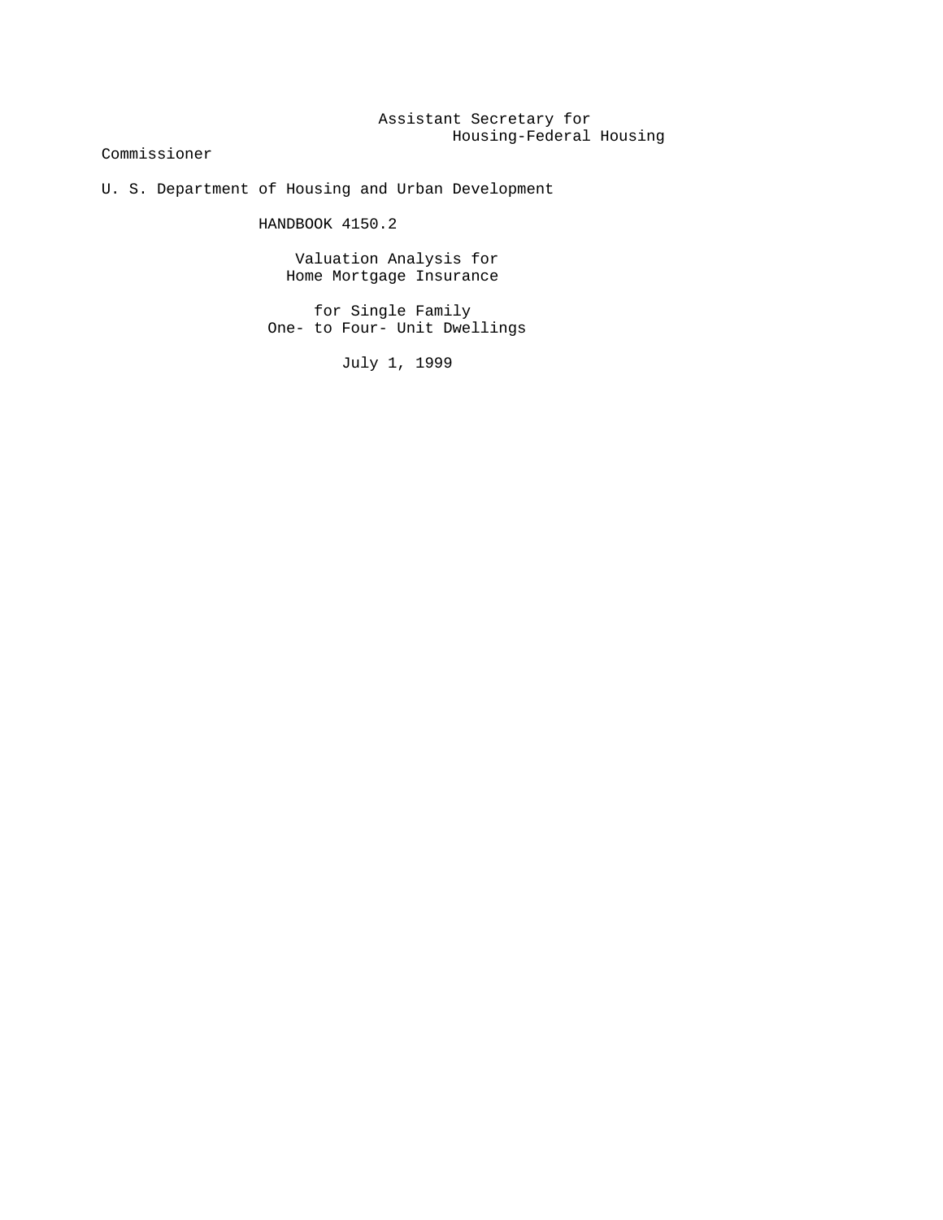Assistant Secretary for
Housing-Federal Housing
Commissioner

U. S. Department of Housing and Urban Development

HANDBOOK 4150.2

Valuation Analysis for
Home Mortgage Insurance

for Single Family
One- to Four- Unit Dwellings

July 1, 1999